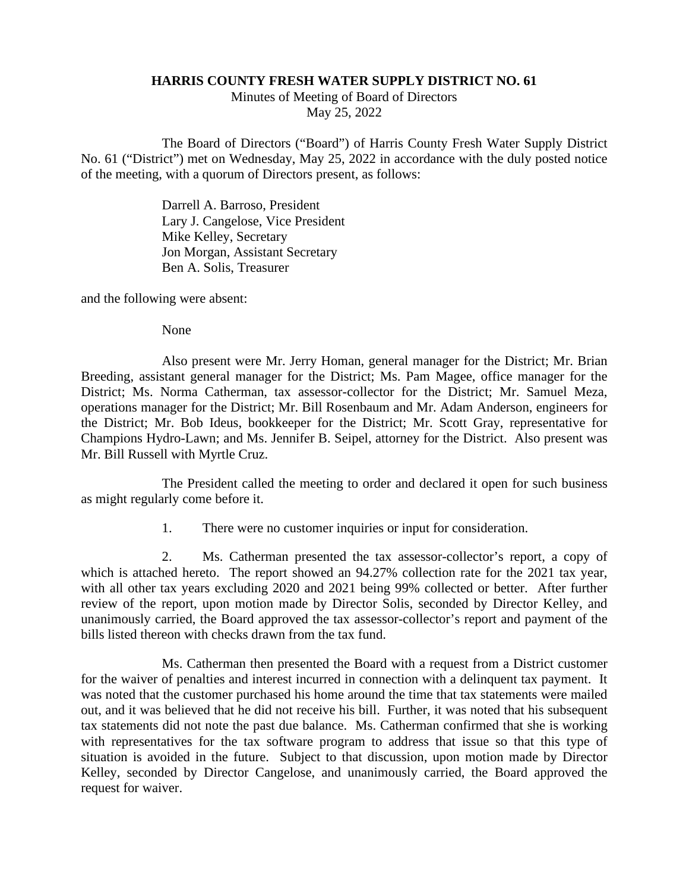# HARRIS COUNTY FRESH WATER SUPPLY DISTRICT NO. 61

Minutes of Meeting of Board of Directors
May 25, 2022

The Board of Directors ("Board") of Harris County Fresh Water Supply District No. 61 ("District") met on Wednesday, May 25, 2022 in accordance with the duly posted notice of the meeting, with a quorum of Directors present, as follows:

Darrell A. Barroso, President
Lary J. Cangelose, Vice President
Mike Kelley, Secretary
Jon Morgan, Assistant Secretary
Ben A. Solis, Treasurer

and the following were absent:

None

Also present were Mr. Jerry Homan, general manager for the District; Mr. Brian Breeding, assistant general manager for the District; Ms. Pam Magee, office manager for the District; Ms. Norma Catherman, tax assessor-collector for the District; Mr. Samuel Meza, operations manager for the District; Mr. Bill Rosenbaum and Mr. Adam Anderson, engineers for the District; Mr. Bob Ideus, bookkeeper for the District; Mr. Scott Gray, representative for Champions Hydro-Lawn; and Ms. Jennifer B. Seipel, attorney for the District. Also present was Mr. Bill Russell with Myrtle Cruz.

The President called the meeting to order and declared it open for such business as might regularly come before it.

1. There were no customer inquiries or input for consideration.

2. Ms. Catherman presented the tax assessor-collector's report, a copy of which is attached hereto. The report showed an 94.27% collection rate for the 2021 tax year, with all other tax years excluding 2020 and 2021 being 99% collected or better. After further review of the report, upon motion made by Director Solis, seconded by Director Kelley, and unanimously carried, the Board approved the tax assessor-collector's report and payment of the bills listed thereon with checks drawn from the tax fund.

Ms. Catherman then presented the Board with a request from a District customer for the waiver of penalties and interest incurred in connection with a delinquent tax payment. It was noted that the customer purchased his home around the time that tax statements were mailed out, and it was believed that he did not receive his bill. Further, it was noted that his subsequent tax statements did not note the past due balance. Ms. Catherman confirmed that she is working with representatives for the tax software program to address that issue so that this type of situation is avoided in the future. Subject to that discussion, upon motion made by Director Kelley, seconded by Director Cangelose, and unanimously carried, the Board approved the request for waiver.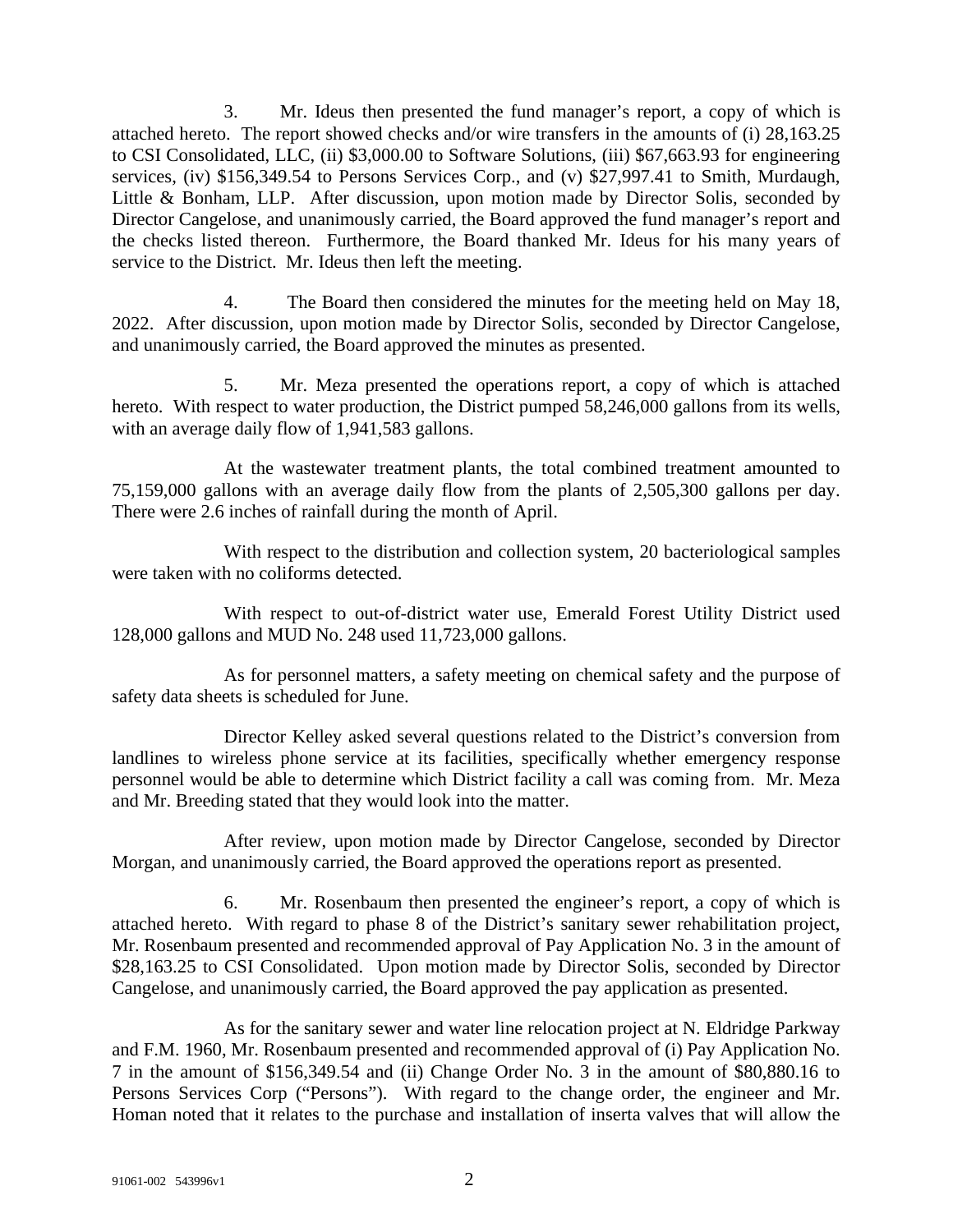3. Mr. Ideus then presented the fund manager's report, a copy of which is attached hereto. The report showed checks and/or wire transfers in the amounts of (i) 28,163.25 to CSI Consolidated, LLC, (ii) $3,000.00 to Software Solutions, (iii) $67,663.93 for engineering services, (iv) $156,349.54 to Persons Services Corp., and (v) $27,997.41 to Smith, Murdaugh, Little & Bonham, LLP. After discussion, upon motion made by Director Solis, seconded by Director Cangelose, and unanimously carried, the Board approved the fund manager's report and the checks listed thereon. Furthermore, the Board thanked Mr. Ideus for his many years of service to the District. Mr. Ideus then left the meeting.

4. The Board then considered the minutes for the meeting held on May 18, 2022. After discussion, upon motion made by Director Solis, seconded by Director Cangelose, and unanimously carried, the Board approved the minutes as presented.

5. Mr. Meza presented the operations report, a copy of which is attached hereto. With respect to water production, the District pumped 58,246,000 gallons from its wells, with an average daily flow of 1,941,583 gallons.

At the wastewater treatment plants, the total combined treatment amounted to 75,159,000 gallons with an average daily flow from the plants of 2,505,300 gallons per day. There were 2.6 inches of rainfall during the month of April.

With respect to the distribution and collection system, 20 bacteriological samples were taken with no coliforms detected.

With respect to out-of-district water use, Emerald Forest Utility District used 128,000 gallons and MUD No. 248 used 11,723,000 gallons.

As for personnel matters, a safety meeting on chemical safety and the purpose of safety data sheets is scheduled for June.

Director Kelley asked several questions related to the District's conversion from landlines to wireless phone service at its facilities, specifically whether emergency response personnel would be able to determine which District facility a call was coming from. Mr. Meza and Mr. Breeding stated that they would look into the matter.

After review, upon motion made by Director Cangelose, seconded by Director Morgan, and unanimously carried, the Board approved the operations report as presented.

6. Mr. Rosenbaum then presented the engineer's report, a copy of which is attached hereto. With regard to phase 8 of the District's sanitary sewer rehabilitation project, Mr. Rosenbaum presented and recommended approval of Pay Application No. 3 in the amount of $28,163.25 to CSI Consolidated. Upon motion made by Director Solis, seconded by Director Cangelose, and unanimously carried, the Board approved the pay application as presented.

As for the sanitary sewer and water line relocation project at N. Eldridge Parkway and F.M. 1960, Mr. Rosenbaum presented and recommended approval of (i) Pay Application No. 7 in the amount of $156,349.54 and (ii) Change Order No. 3 in the amount of $80,880.16 to Persons Services Corp ("Persons"). With regard to the change order, the engineer and Mr. Homan noted that it relates to the purchase and installation of inserta valves that will allow the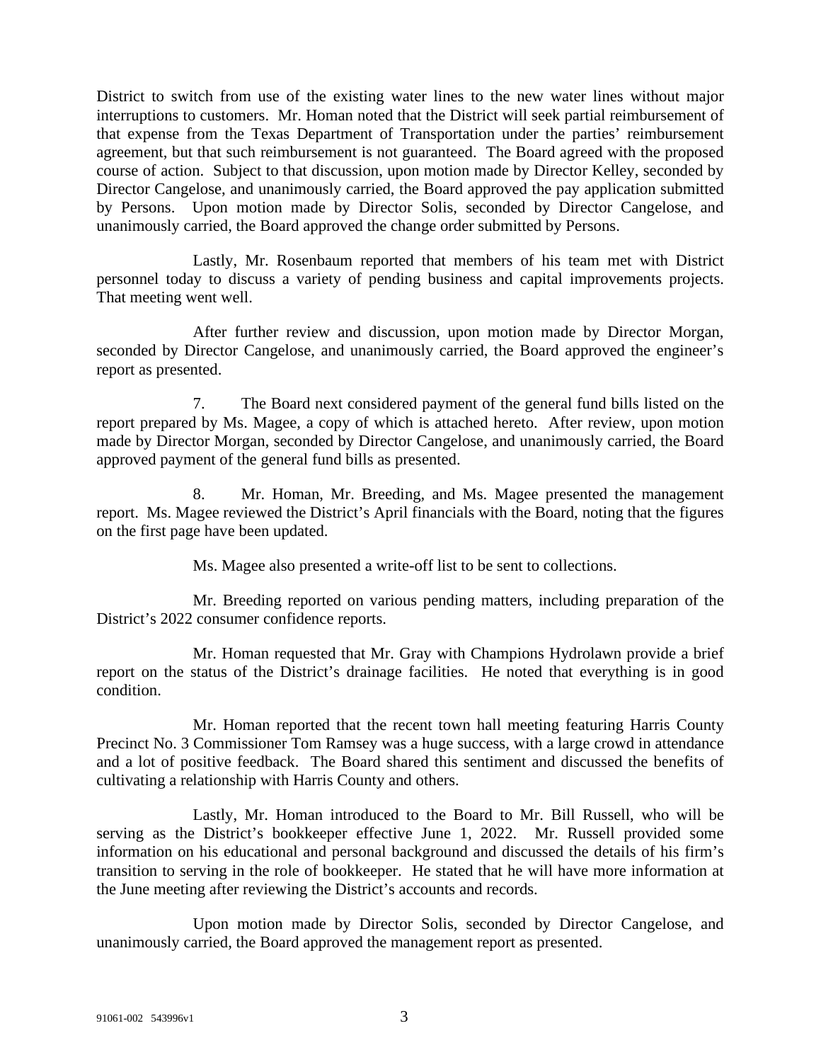District to switch from use of the existing water lines to the new water lines without major interruptions to customers. Mr. Homan noted that the District will seek partial reimbursement of that expense from the Texas Department of Transportation under the parties' reimbursement agreement, but that such reimbursement is not guaranteed. The Board agreed with the proposed course of action. Subject to that discussion, upon motion made by Director Kelley, seconded by Director Cangelose, and unanimously carried, the Board approved the pay application submitted by Persons. Upon motion made by Director Solis, seconded by Director Cangelose, and unanimously carried, the Board approved the change order submitted by Persons.

Lastly, Mr. Rosenbaum reported that members of his team met with District personnel today to discuss a variety of pending business and capital improvements projects. That meeting went well.

After further review and discussion, upon motion made by Director Morgan, seconded by Director Cangelose, and unanimously carried, the Board approved the engineer's report as presented.

7. The Board next considered payment of the general fund bills listed on the report prepared by Ms. Magee, a copy of which is attached hereto. After review, upon motion made by Director Morgan, seconded by Director Cangelose, and unanimously carried, the Board approved payment of the general fund bills as presented.

8. Mr. Homan, Mr. Breeding, and Ms. Magee presented the management report. Ms. Magee reviewed the District's April financials with the Board, noting that the figures on the first page have been updated.

Ms. Magee also presented a write-off list to be sent to collections.

Mr. Breeding reported on various pending matters, including preparation of the District's 2022 consumer confidence reports.

Mr. Homan requested that Mr. Gray with Champions Hydrolawn provide a brief report on the status of the District's drainage facilities. He noted that everything is in good condition.

Mr. Homan reported that the recent town hall meeting featuring Harris County Precinct No. 3 Commissioner Tom Ramsey was a huge success, with a large crowd in attendance and a lot of positive feedback. The Board shared this sentiment and discussed the benefits of cultivating a relationship with Harris County and others.

Lastly, Mr. Homan introduced to the Board to Mr. Bill Russell, who will be serving as the District's bookkeeper effective June 1, 2022. Mr. Russell provided some information on his educational and personal background and discussed the details of his firm's transition to serving in the role of bookkeeper. He stated that he will have more information at the June meeting after reviewing the District's accounts and records.

Upon motion made by Director Solis, seconded by Director Cangelose, and unanimously carried, the Board approved the management report as presented.

91061-002 543996v1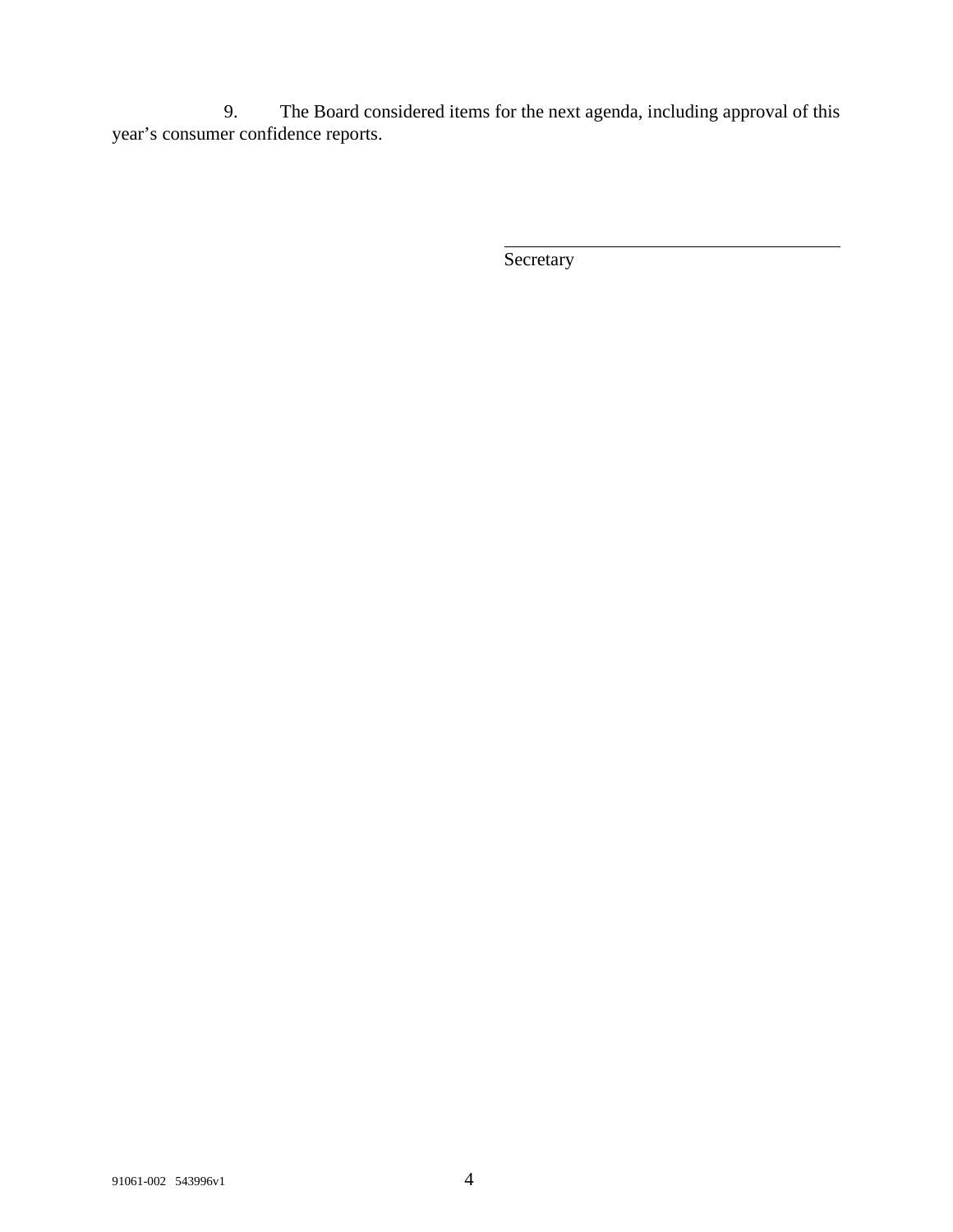9. The Board considered items for the next agenda, including approval of this year's consumer confidence reports.

\_\_\_\_\_\_\_\_\_\_\_\_\_\_\_\_\_\_\_\_\_\_\_\_\_\_\_\_\_\_\_\_\_\_\_\_\_\_

Secretary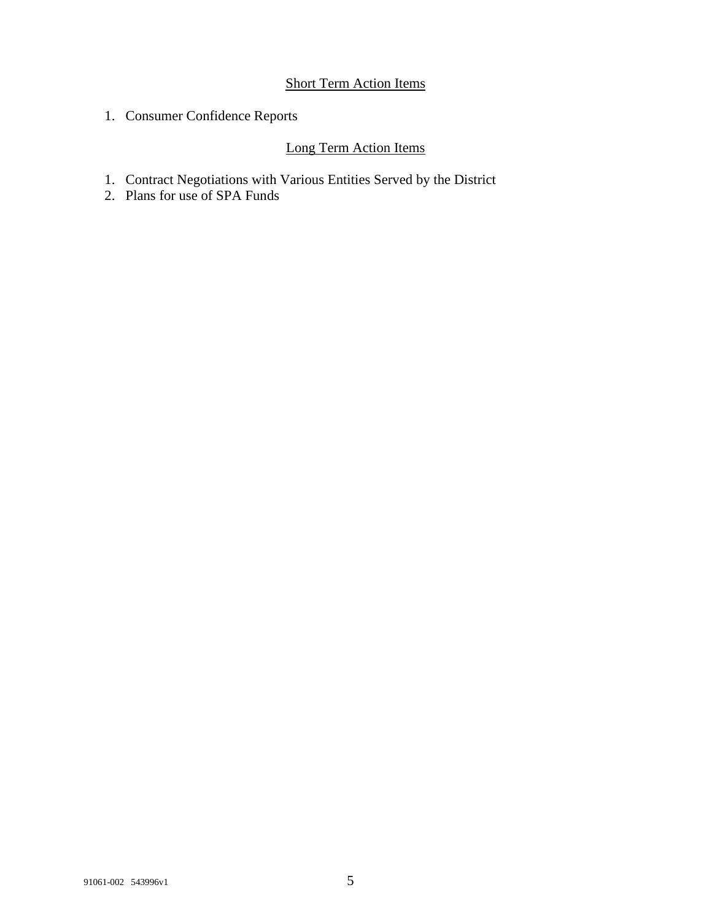Short Term Action Items

1. Consumer Confidence Reports

Long Term Action Items

1. Contract Negotiations with Various Entities Served by the District
2. Plans for use of SPA Funds